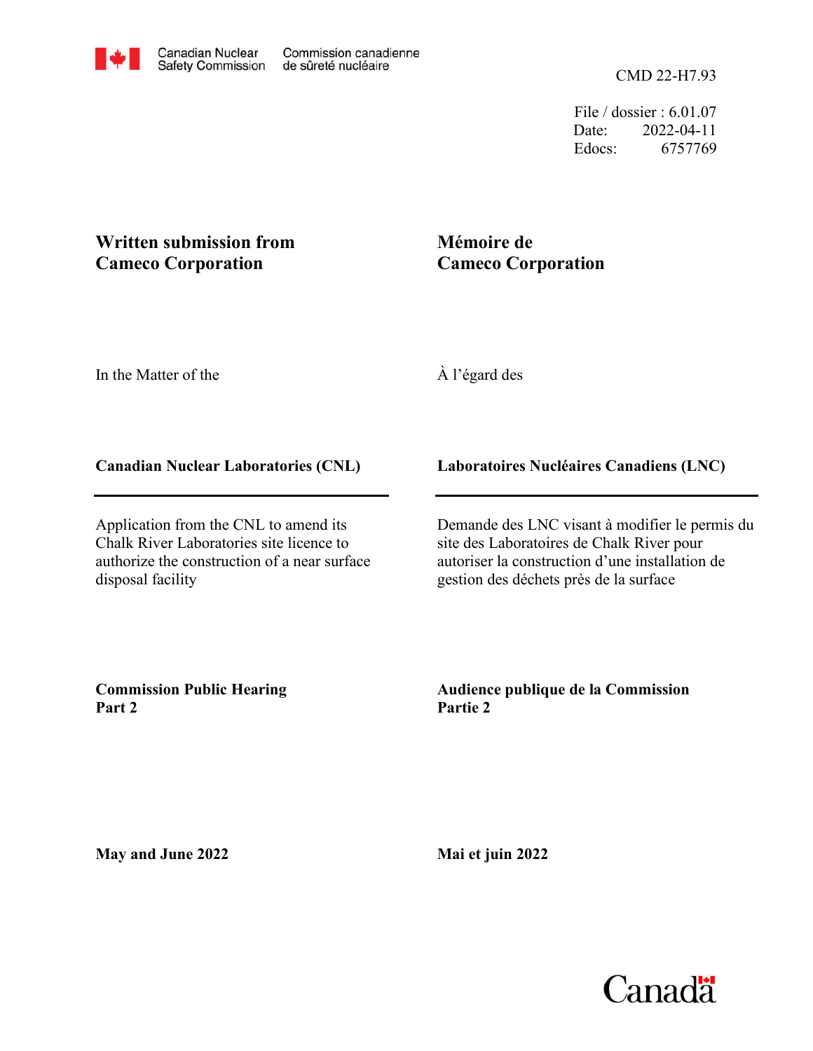Canadian Nuclear Safety Commission — Commission canadienne de sûreté nucléaire

CMD 22-H7.93

File / dossier : 6.01.07
Date: 2022-04-11
Edocs: 6757769

**Written submission from Cameco Corporation**

**Mémoire de Cameco Corporation**

In the Matter of the

À l'égard des

**Canadian Nuclear Laboratories (CNL)**

**Laboratoires Nucléaires Canadiens (LNC)**

Application from the CNL to amend its Chalk River Laboratories site licence to authorize the construction of a near surface disposal facility

Demande des LNC visant à modifier le permis du site des Laboratoires de Chalk River pour autoriser la construction d'une installation de gestion des déchets près de la surface

**Commission Public Hearing Part 2**

**Audience publique de la Commission Partie 2**

**May and June 2022**

**Mai et juin 2022**

Canada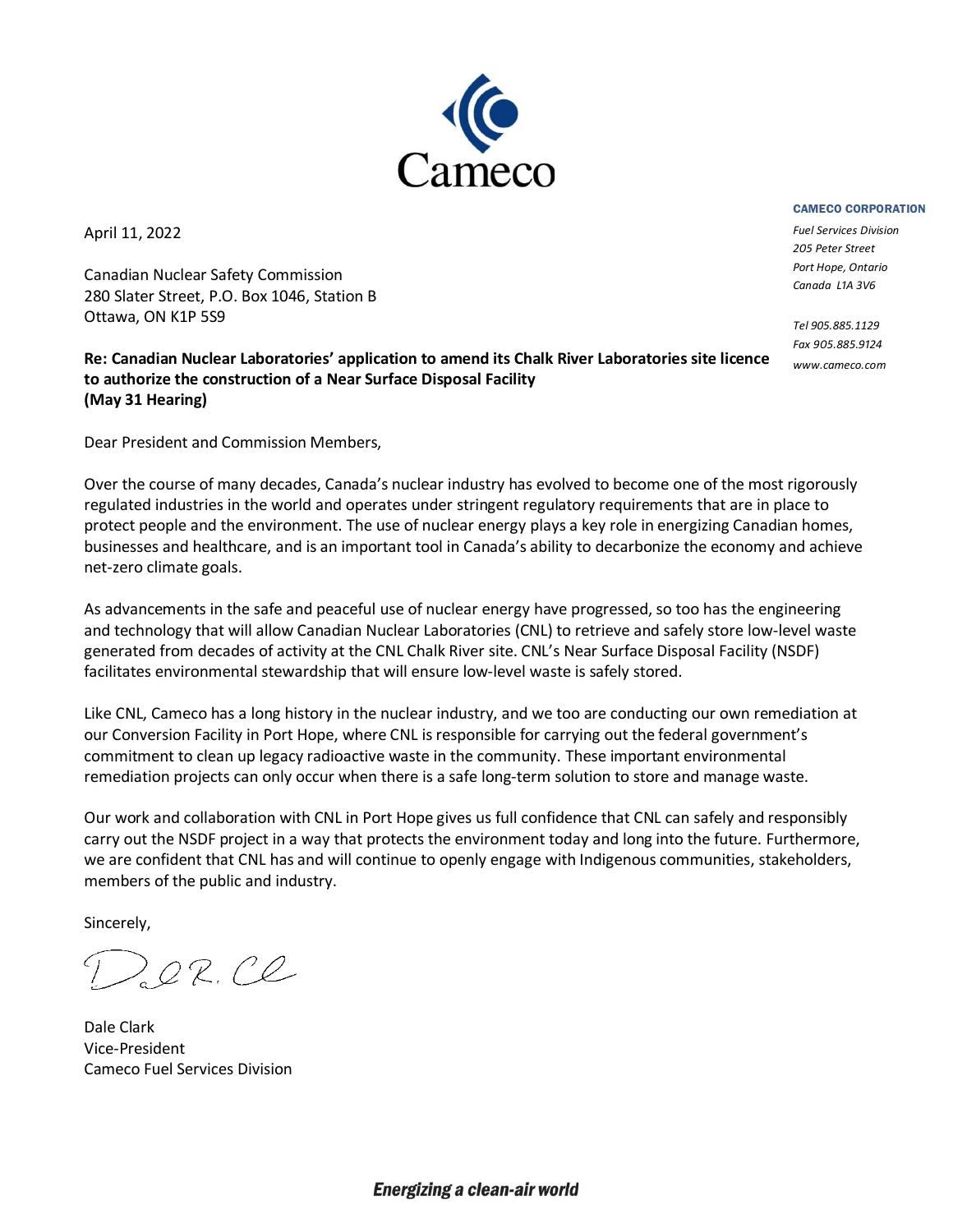Cameco

**CAMECO CORPORATION**

*Fuel Services Division*
*205 Peter Street*
*Port Hope, Ontario*
*Canada L1A 3V6*

*Tel 905.885.1129*
*Fax 905.885.9124*
*www.cameco.com*

April 11, 2022

Canadian Nuclear Safety Commission
280 Slater Street, P.O. Box 1046, Station B
Ottawa, ON K1P 5S9

**Re: Canadian Nuclear Laboratories' application to amend its Chalk River Laboratories site licence to authorize the construction of a Near Surface Disposal Facility (May 31 Hearing)**

Dear President and Commission Members,

Over the course of many decades, Canada's nuclear industry has evolved to become one of the most rigorously regulated industries in the world and operates under stringent regulatory requirements that are in place to protect people and the environment. The use of nuclear energy plays a key role in energizing Canadian homes, businesses and healthcare, and is an important tool in Canada's ability to decarbonize the economy and achieve net-zero climate goals.

As advancements in the safe and peaceful use of nuclear energy have progressed, so too has the engineering and technology that will allow Canadian Nuclear Laboratories (CNL) to retrieve and safely store low-level waste generated from decades of activity at the CNL Chalk River site. CNL's Near Surface Disposal Facility (NSDF) facilitates environmental stewardship that will ensure low-level waste is safely stored.

Like CNL, Cameco has a long history in the nuclear industry, and we too are conducting our own remediation at our Conversion Facility in Port Hope, where CNL is responsible for carrying out the federal government's commitment to clean up legacy radioactive waste in the community. These important environmental remediation projects can only occur when there is a safe long-term solution to store and manage waste.

Our work and collaboration with CNL in Port Hope gives us full confidence that CNL can safely and responsibly carry out the NSDF project in a way that protects the environment today and long into the future. Furthermore, we are confident that CNL has and will continue to openly engage with Indigenous communities, stakeholders, members of the public and industry.

Sincerely,

Dale Clark
Vice-President
Cameco Fuel Services Division

*Energizing a clean-air world*